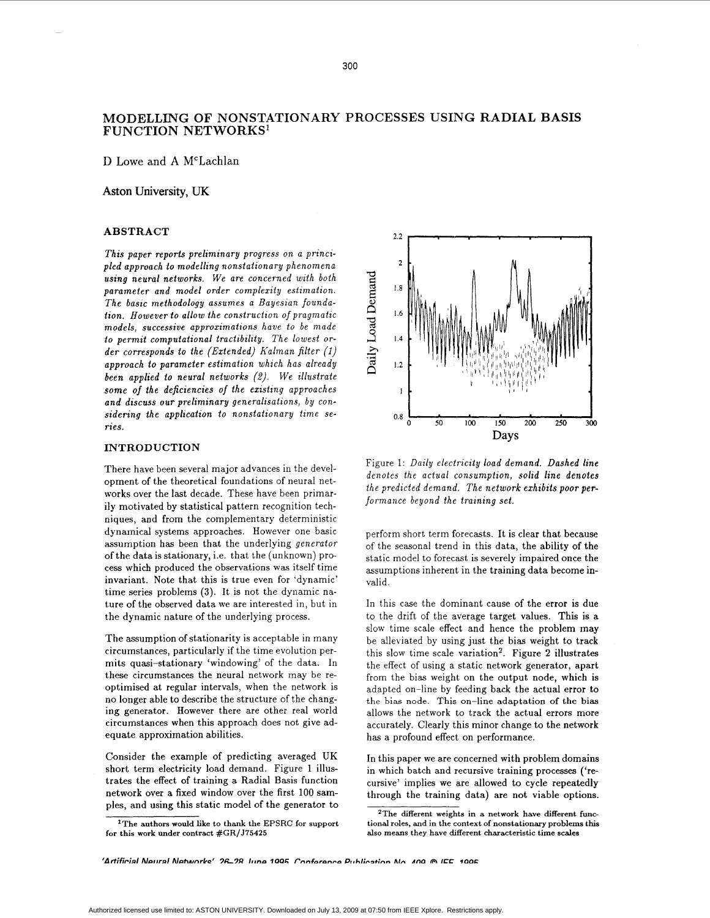# MODELLING OF NONSTATIONARY PROCESSES USING RADIAL BASIS FUNCTION NETWORKS[1]

D Lowe and A McLachlan

Aston University, UK

## ABSTRACT

*This paper reports preliminary progress on a principled approach to modelling nonstationary phenomena using neural networks. We are concerned with both parameter and model order complexity estimation. The basic methodology assumes a Bayesian foundation. However to allow the construction of pragmatic models, successive approximations have to be made to permit computational tractibility. The lowest order corresponds to the (Extended) Kalman filter (1) approach to parameter estimation which has already been applied to neural networks (2). We illustrate some of the deficiencies of the existing approaches and discuss our preliminary generalisations, by considering the application to nonstationary time series.*

## INTRODUCTION

There have been several major advances in the development of the theoretical foundations of neural networks over the last decade. These have been primarily motivated by statistical pattern recognition techniques, and from the complementary deterministic dynamical systems approaches. However one basic assumption has been that the underlying *generator* of the data is stationary, i.e. that the (unknown) process which produced the observations was itself time invariant. Note that this is true even for 'dynamic' time series problems (3). It is not the dynamic nature of the observed data we are interested in, but in the dynamic nature of the underlying process.

The assumption of stationarity is acceptable in many circumstances, particularly if the time evolution permits quasi-stationary 'windowing' of the data. In these circumstances the neural network may be re-optimised at regular intervals, when the network is no longer able to describe the structure of the changing generator. However there are other real world circumstances when this approach does not give adequate approximation abilities.

Consider the example of predicting averaged UK short term electricity load demand. Figure 1 illustrates the effect of training a Radial Basis function network over a fixed window over the first 100 samples, and using this static model of the generator to perform short term forecasts. It is clear that because of the seasonal trend in this data, the ability of the static model to forecast is severely impaired once the assumptions inherent in the training data become invalid.

Figure 1: *Daily electricity load demand. Dashed line denotes the actual consumption, solid line denotes the predicted demand. The network exhibits poor performance beyond the training set.*

In this case the dominant cause of the error is due to the drift of the average target values. This is a slow time scale effect and hence the problem may be alleviated by using just the bias weight to track this slow time scale variation[2]. Figure 2 illustrates the effect of using a static network generator, apart from the bias weight on the output node, which is adapted on-line by feeding back the actual error to the bias node. This on-line adaptation of the bias allows the network to track the actual errors more accurately. Clearly this minor change to the network has a profound effect on performance.

In this paper we are concerned with problem domains in which batch and recursive training processes ('recursive' implies we are allowed to cycle repeatedly through the training data) are not viable options.

[1] The authors would like to thank the EPSRC for support for this work under contract #GR/J75425

[2] The different weights in a network have different functional roles, and in the context of nonstationary problems this also means they have different characteristic time scales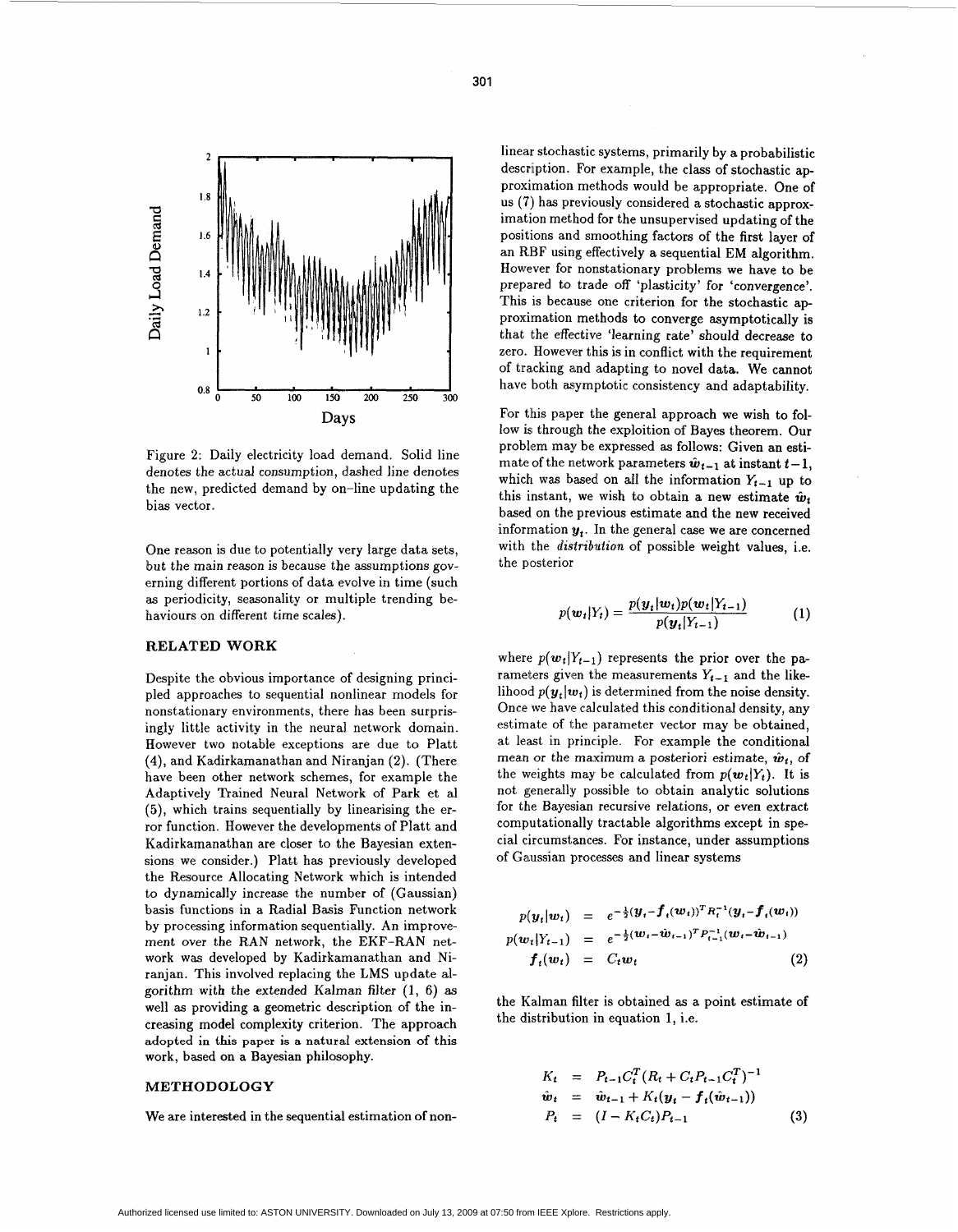Figure 2: Daily electricity load demand. Solid line denotes the actual consumption, dashed line denotes the new, predicted demand by on-line updating the bias vector.

One reason is due to potentially very large data sets, but the main reason is because the assumptions governing different portions of data evolve in time (such as periodicity, seasonality or multiple trending behaviours on different time scales).

## RELATED WORK

Despite the obvious importance of designing principled approaches to sequential nonlinear models for nonstationary environments, there has been surprisingly little activity in the neural network domain. However two notable exceptions are due to Platt (4), and Kadirkamanathan and Niranjan (2). (There have been other network schemes, for example the Adaptively Trained Neural Network of Park et al (5), which trains sequentially by linearising the error function. However the developments of Platt and Kadirkamanathan are closer to the Bayesian extensions we consider.) Platt has previously developed the Resource Allocating Network which is intended to dynamically increase the number of (Gaussian) basis functions in a Radial Basis Function network by processing information sequentially. An improvement over the RAN network, the EKF-RAN network was developed by Kadirkamanathan and Niranjan. This involved replacing the LMS update algorithm with the extended Kalman filter (1, 6) as well as providing a geometric description of the increasing model complexity criterion. The approach adopted in this paper is a natural extension of this work, based on a Bayesian philosophy.

## METHODOLOGY

We are interested in the sequential estimation of nonlinear stochastic systems, primarily by a probabilistic description. For example, the class of stochastic approximation methods would be appropriate. One of us (7) has previously considered a stochastic approximation method for the unsupervised updating of the positions and smoothing factors of the first layer of an RBF using effectively a sequential EM algorithm. However for nonstationary problems we have to be prepared to trade off 'plasticity' for 'convergence'. This is because one criterion for the stochastic approximation methods to converge asymptotically is that the effective 'learning rate' should decrease to zero. However this is in conflict with the requirement of tracking and adapting to novel data. We cannot have both asymptotic consistency and adaptability.

For this paper the general approach we wish to follow is through the exploition of Bayes theorem. Our problem may be expressed as follows: Given an estimate of the network parameters $\hat{\boldsymbol{w}}_{t-1}$ at instant $t-1$, which was based on all the information $Y_{t-1}$ up to this instant, we wish to obtain a new estimate $\hat{\boldsymbol{w}}_t$ based on the previous estimate and the new received information $\boldsymbol{y}_t$. In the general case we are concerned with the *distribution* of possible weight values, i.e. the posterior

$$p(\boldsymbol{w}_t|Y_t) = \frac{p(\boldsymbol{y}_t|\boldsymbol{w}_t)p(\boldsymbol{w}_t|Y_{t-1})}{p(\boldsymbol{y}_t|Y_{t-1})} \tag{1}$$

where $p(\boldsymbol{w}_t|Y_{t-1})$ represents the prior over the parameters given the measurements $Y_{t-1}$ and the likelihood $p(\boldsymbol{y}_t|\boldsymbol{w}_t)$ is determined from the noise density. Once we have calculated this conditional density, any estimate of the parameter vector may be obtained, at least in principle. For example the conditional mean or the maximum a posteriori estimate, $\hat{\boldsymbol{w}}_t$, of the weights may be calculated from $p(\boldsymbol{w}_t|Y_t)$. It is not generally possible to obtain analytic solutions for the Bayesian recursive relations, or even extract computationally tractable algorithms except in special circumstances. For instance, under assumptions of Gaussian processes and linear systems

$$\begin{aligned}
p(\boldsymbol{y}_t|\boldsymbol{w}_t) &= e^{-\frac{1}{2}(\boldsymbol{y}_t-\boldsymbol{f}_t(\boldsymbol{w}_t))^T R_t^{-1}(\boldsymbol{y}_t-\boldsymbol{f}_t(\boldsymbol{w}_t))} \\
p(\boldsymbol{w}_t|Y_{t-1}) &= e^{-\frac{1}{2}(\boldsymbol{w}_t-\hat{\boldsymbol{w}}_{t-1})^T P_{t-1}^{-1}(\boldsymbol{w}_t-\hat{\boldsymbol{w}}_{t-1})} \\
\boldsymbol{f}_t(\boldsymbol{w}_t) &= C_t\boldsymbol{w}_t
\end{aligned} \tag{2}$$

the Kalman filter is obtained as a point estimate of the distribution in equation 1, i.e.

$$\begin{aligned}
K_t &= P_{t-1}C_t^T(R_t + C_tP_{t-1}C_t^T)^{-1} \\
\hat{\boldsymbol{w}}_t &= \hat{\boldsymbol{w}}_{t-1} + K_t(\boldsymbol{y}_t - \boldsymbol{f}_t(\hat{\boldsymbol{w}}_{t-1})) \\
P_t &= (I - K_tC_t)P_{t-1}
\end{aligned} \tag{3}$$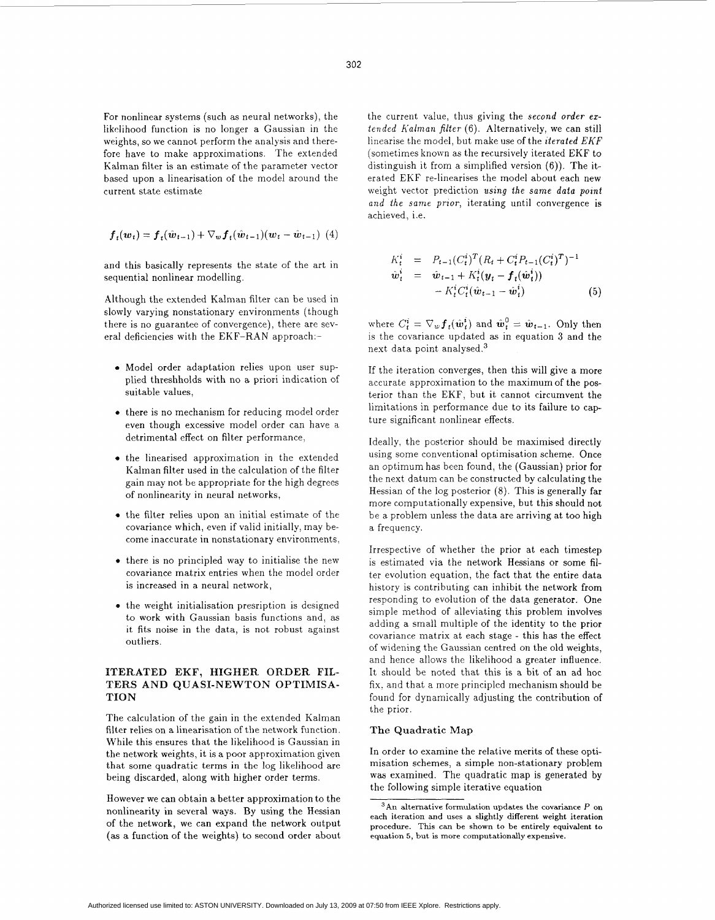For nonlinear systems (such as neural networks), the likelihood function is no longer a Gaussian in the weights, so we cannot perform the analysis and therefore have to make approximations. The extended Kalman filter is an estimate of the parameter vector based upon a linearisation of the model around the current state estimate

$$\boldsymbol{f}_t(\boldsymbol{w}_t) = \boldsymbol{f}_t(\hat{\boldsymbol{w}}_{t-1}) + \nabla_w \boldsymbol{f}_t(\hat{\boldsymbol{w}}_{t-1})(\boldsymbol{w}_t - \hat{\boldsymbol{w}}_{t-1}) \quad (4)$$

and this basically represents the state of the art in sequential nonlinear modelling.

Although the extended Kalman filter can be used in slowly varying nonstationary environments (though there is no guarantee of convergence), there are several deficiencies with the EKF–RAN approach:-

- Model order adaptation relies upon user supplied threshholds with no a priori indication of suitable values,
- there is no mechanism for reducing model order even though excessive model order can have a detrimental effect on filter performance,
- the linearised approximation in the extended Kalman filter used in the calculation of the filter gain may not be appropriate for the high degrees of nonlinearity in neural networks,
- the filter relies upon an initial estimate of the covariance which, even if valid initially, may become inaccurate in nonstationary environments,
- there is no principled way to initialise the new covariance matrix entries when the model order is increased in a neural network,
- the weight initialisation presription is designed to work with Gaussian basis functions and, as it fits noise in the data, is not robust against outliers.

## ITERATED EKF, HIGHER ORDER FILTERS AND QUASI-NEWTON OPTIMISATION

The calculation of the gain in the extended Kalman filter relies on a linearisation of the network function. While this ensures that the likelihood is Gaussian in the network weights, it is a poor approximation given that some quadratic terms in the log likelihood are being discarded, along with higher order terms.

However we can obtain a better approximation to the nonlinearity in several ways. By using the Hessian of the network, we can expand the network output (as a function of the weights) to second order about the current value, thus giving the *second order extended Kalman filter* (6). Alternatively, we can still linearise the model, but make use of the *iterated EKF* (sometimes known as the recursively iterated EKF to distinguish it from a simplified version (6)). The iterated EKF re-linearises the model about each new weight vector prediction *using the same data point and the same prior*, iterating until convergence is achieved, i.e.

$$\begin{aligned} K_t^i &= P_{t-1}(C_t^i)^T(R_t + C_t^i P_{t-1}(C_t^i)^T)^{-1} \\ \hat{\boldsymbol{w}}_t^i &= \hat{\boldsymbol{w}}_{t-1} + K_t^i(\boldsymbol{y}_t - \boldsymbol{f}_t(\hat{\boldsymbol{w}}_t^i)) \\ &\quad - K_t^i C_t^i(\hat{\boldsymbol{w}}_{t-1} - \hat{\boldsymbol{w}}_t^i) \end{aligned} \quad (5)$$

where $C_t^i = \nabla_w \boldsymbol{f}_t(\hat{\boldsymbol{w}}_t^i)$ and $\hat{\boldsymbol{w}}_t^0 = \hat{\boldsymbol{w}}_{t-1}$. Only then is the covariance updated as in equation 3 and the next data point analysed.[3]

If the iteration converges, then this will give a more accurate approximation to the maximum of the posterior than the EKF, but it cannot circumvent the limitations in performance due to its failure to capture significant nonlinear effects.

Ideally, the posterior should be maximised directly using some conventional optimisation scheme. Once an optimum has been found, the (Gaussian) prior for the next datum can be constructed by calculating the Hessian of the log posterior (8). This is generally far more computationally expensive, but this should not be a problem unless the data are arriving at too high a frequency.

Irrespective of whether the prior at each timestep is estimated via the network Hessians or some filter evolution equation, the fact that the entire data history is contributing can inhibit the network from responding to evolution of the data generator. One simple method of alleviating this problem involves adding a small multiple of the identity to the prior covariance matrix at each stage - this has the effect of widening the Gaussian centred on the old weights, and hence allows the likelihood a greater influence. It should be noted that this is a bit of an ad hoc fix, and that a more principled mechanism should be found for dynamically adjusting the contribution of the prior.

### The Quadratic Map

In order to examine the relative merits of these optimisation schemes, a simple non-stationary problem was examined. The quadratic map is generated by the following simple iterative equation

[3] An alternative formulation updates the covariance $P$ on each iteration and uses a slightly different weight iteration procedure. This can be shown to be entirely equivalent to equation 5, but is more computationally expensive.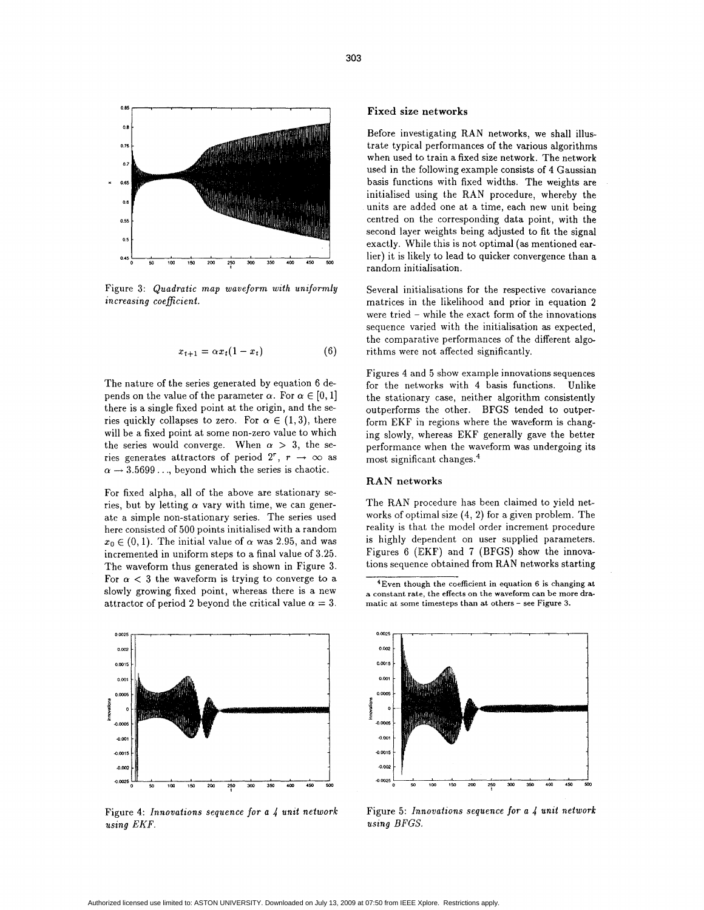Figure 3: *Quadratic map waveform with uniformly increasing coefficient.*

$$x_{t+1} = \alpha x_t(1 - x_t) \tag{6}$$

The nature of the series generated by equation 6 depends on the value of the parameter $\alpha$. For $\alpha \in [0, 1]$ there is a single fixed point at the origin, and the series quickly collapses to zero. For $\alpha \in (1, 3)$, there will be a fixed point at some non-zero value to which the series would converge. When $\alpha > 3$, the series generates attractors of period $2^r$, $r \to \infty$ as $\alpha \to 3.5699\ldots$, beyond which the series is chaotic.

For fixed alpha, all of the above are stationary series, but by letting $\alpha$ vary with time, we can generate a simple non-stationary series. The series used here consisted of 500 points initialised with a random $x_0 \in (0, 1)$. The initial value of $\alpha$ was 2.95, and was incremented in uniform steps to a final value of 3.25. The waveform thus generated is shown in Figure 3. For $\alpha < 3$ the waveform is trying to converge to a slowly growing fixed point, whereas there is a new attractor of period 2 beyond the critical value $\alpha = 3$.

Figure 4: *Innovations sequence for a 4 unit network using EKF.*

### Fixed size networks

Before investigating RAN networks, we shall illustrate typical performances of the various algorithms when used to train a fixed size network. The network used in the following example consists of 4 Gaussian basis functions with fixed widths. The weights are initialised using the RAN procedure, whereby the units are added one at a time, each new unit being centred on the corresponding data point, with the second layer weights being adjusted to fit the signal exactly. While this is not optimal (as mentioned earlier) it is likely to lead to quicker convergence than a random initialisation.

Several initialisations for the respective covariance matrices in the likelihood and prior in equation 2 were tried – while the exact form of the innovations sequence varied with the initialisation as expected, the comparative performances of the different algorithms were not affected significantly.

Figures 4 and 5 show example innovations sequences for the networks with 4 basis functions. Unlike the stationary case, neither algorithm consistently outperforms the other. BFGS tended to outperform EKF in regions where the waveform is changing slowly, whereas EKF generally gave the better performance when the waveform was undergoing its most significant changes.[4]

### RAN networks

The RAN procedure has been claimed to yield networks of optimal size (4, 2) for a given problem. The reality is that the model order increment procedure is highly dependent on user supplied parameters. Figures 6 (EKF) and 7 (BFGS) show the innovations sequence obtained from RAN networks starting

[4]Even though the coefficient in equation 6 is changing at a constant rate, the effects on the waveform can be more dramatic at some timesteps than at others – see Figure 3.

Figure 5: *Innovations sequence for a 4 unit network using BFGS.*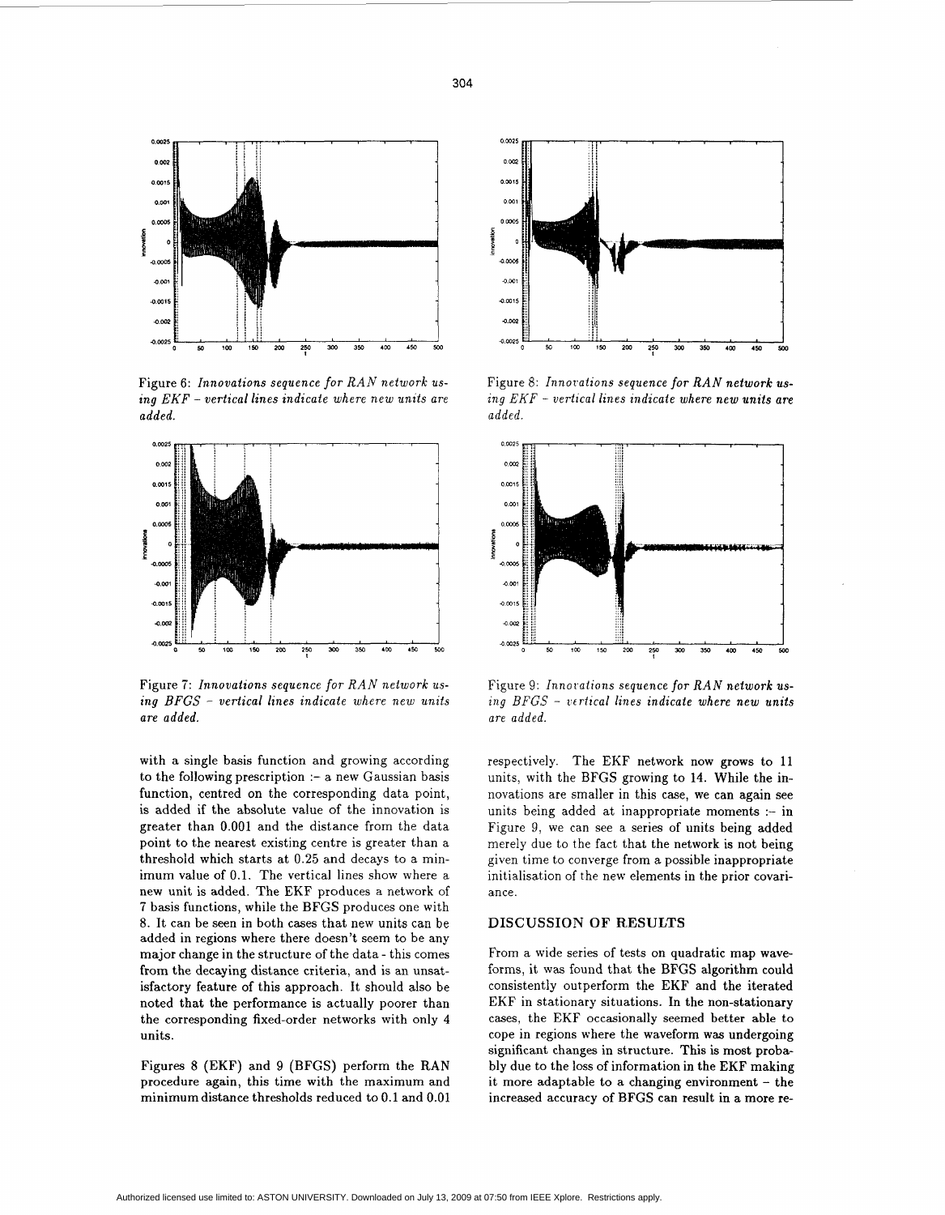Figure 6: *Innovations sequence for RAN network using EKF - vertical lines indicate where new units are added.*

Figure 7: *Innovations sequence for RAN network using BFGS - vertical lines indicate where new units are added.*

with a single basis function and growing according to the following prescription :- a new Gaussian basis function, centred on the corresponding data point, is added if the absolute value of the innovation is greater than 0.001 and the distance from the data point to the nearest existing centre is greater than a threshold which starts at 0.25 and decays to a minimum value of 0.1. The vertical lines show where a new unit is added. The EKF produces a network of 7 basis functions, while the BFGS produces one with 8. It can be seen in both cases that new units can be added in regions where there doesn't seem to be any major change in the structure of the data - this comes from the decaying distance criteria, and is an unsatisfactory feature of this approach. It should also be noted that the performance is actually poorer than the corresponding fixed-order networks with only 4 units.

Figures 8 (EKF) and 9 (BFGS) perform the RAN procedure again, this time with the maximum and minimum distance thresholds reduced to 0.1 and 0.01

Figure 8: *Innovations sequence for RAN network using EKF - vertical lines indicate where new units are added.*

Figure 9: *Innovations sequence for RAN network using BFGS - vertical lines indicate where new units are added.*

respectively. The EKF network now grows to 11 units, with the BFGS growing to 14. While the innovations are smaller in this case, we can again see units being added at inappropriate moments :- in Figure 9, we can see a series of units being added merely due to the fact that the network is not being given time to converge from a possible inappropriate initialisation of the new elements in the prior covariance.

## DISCUSSION OF RESULTS

From a wide series of tests on quadratic map waveforms, it was found that the BFGS algorithm could consistently outperform the EKF and the iterated EKF in stationary situations. In the non-stationary cases, the EKF occasionally seemed better able to cope in regions where the waveform was undergoing significant changes in structure. This is most probably due to the loss of information in the EKF making it more adaptable to a changing environment – the increased accuracy of BFGS can result in a more re-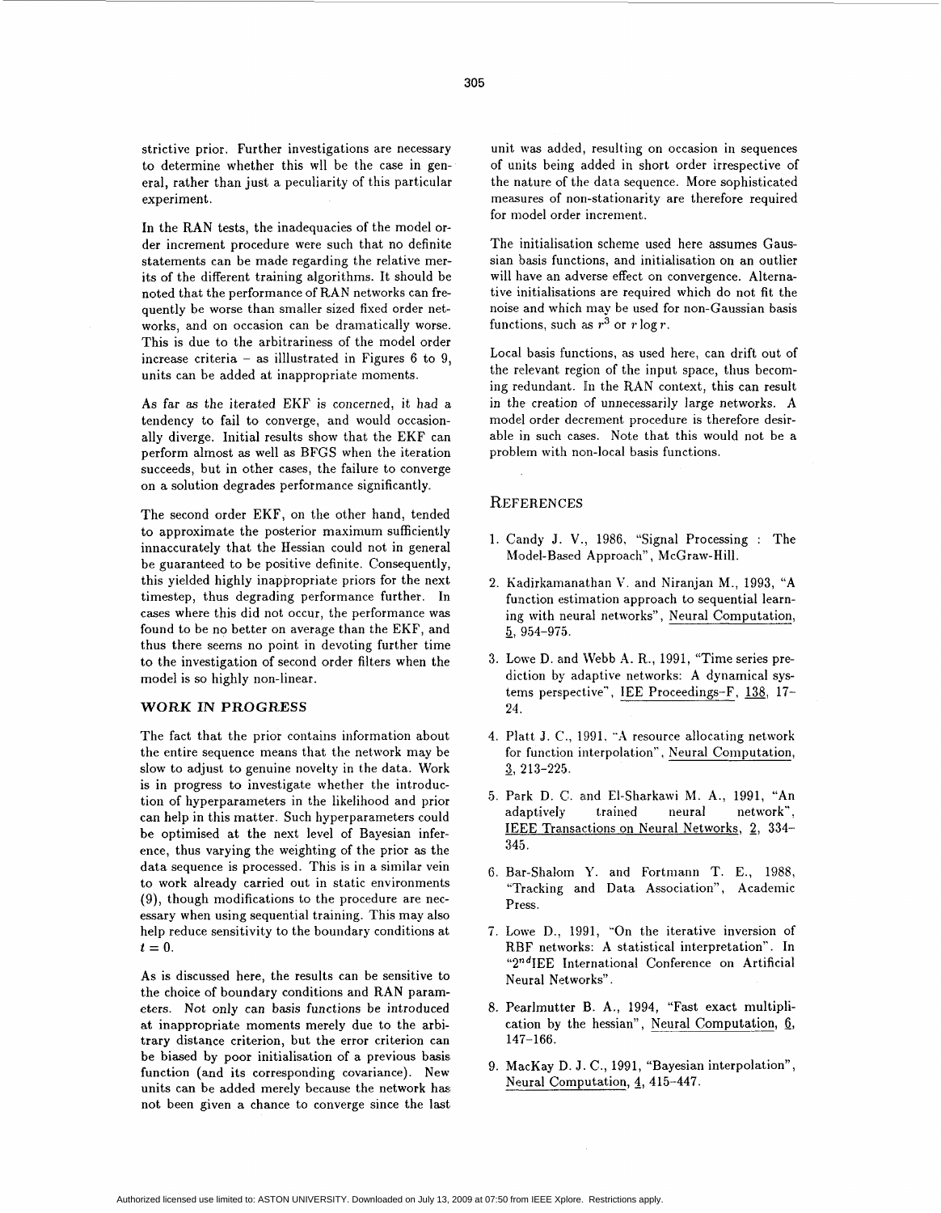strictive prior. Further investigations are necessary to determine whether this wll be the case in general, rather than just a peculiarity of this particular experiment.

In the RAN tests, the inadequacies of the model order increment procedure were such that no definite statements can be made regarding the relative merits of the different training algorithms. It should be noted that the performance of RAN networks can frequently be worse than smaller sized fixed order networks, and on occasion can be dramatically worse. This is due to the arbitrariness of the model order increase criteria – as illlustrated in Figures 6 to 9, units can be added at inappropriate moments.

As far as the iterated EKF is concerned, it had a tendency to fail to converge, and would occasionally diverge. Initial results show that the EKF can perform almost as well as BFGS when the iteration succeeds, but in other cases, the failure to converge on a solution degrades performance significantly.

The second order EKF, on the other hand, tended to approximate the posterior maximum sufficiently innaccurately that the Hessian could not in general be guaranteed to be positive definite. Consequently, this yielded highly inappropriate priors for the next timestep, thus degrading performance further. In cases where this did not occur, the performance was found to be no better on average than the EKF, and thus there seems no point in devoting further time to the investigation of second order filters when the model is so highly non-linear.

## WORK IN PROGRESS

The fact that the prior contains information about the entire sequence means that the network may be slow to adjust to genuine novelty in the data. Work is in progress to investigate whether the introduction of hyperparameters in the likelihood and prior can help in this matter. Such hyperparameters could be optimised at the next level of Bayesian inference, thus varying the weighting of the prior as the data sequence is processed. This is in a similar vein to work already carried out in static environments (9), though modifications to the procedure are necessary when using sequential training. This may also help reduce sensitivity to the boundary conditions at $t = 0$.

As is discussed here, the results can be sensitive to the choice of boundary conditions and RAN parameters. Not only can basis functions be introduced at inappropriate moments merely due to the arbitrary distance criterion, but the error criterion can be biased by poor initialisation of a previous basis function (and its corresponding covariance). New units can be added merely because the network has not been given a chance to converge since the last unit was added, resulting on occasion in sequences of units being added in short order irrespective of the nature of the data sequence. More sophisticated measures of non-stationarity are therefore required for model order increment.

The initialisation scheme used here assumes Gaussian basis functions, and initialisation on an outlier will have an adverse effect on convergence. Alternative initialisations are required which do not fit the noise and which may be used for non-Gaussian basis functions, such as $r^3$ or $r \log r$.

Local basis functions, as used here, can drift out of the relevant region of the input space, thus becoming redundant. In the RAN context, this can result in the creation of unnecessarily large networks. A model order decrement procedure is therefore desirable in such cases. Note that this would not be a problem with non-local basis functions.

## REFERENCES

1. Candy J. V., 1986, "Signal Processing : The Model-Based Approach", McGraw-Hill.

2. Kadirkamanathan V. and Niranjan M., 1993, "A function estimation approach to sequential learning with neural networks", Neural Computation, 5, 954–975.

3. Lowe D. and Webb A. R., 1991, "Time series prediction by adaptive networks: A dynamical systems perspective", IEE Proceedings-F, 138, 17–24.

4. Platt J. C., 1991, "A resource allocating network for function interpolation", Neural Computation, 3, 213–225.

5. Park D. C. and El-Sharkawi M. A., 1991, "An adaptively trained neural network", IEEE Transactions on Neural Networks, 2, 334–345.

6. Bar-Shalom Y. and Fortmann T. E., 1988, "Tracking and Data Association", Academic Press.

7. Lowe D., 1991, "On the iterative inversion of RBF networks: A statistical interpretation". In "$2^{nd}$IEE International Conference on Artificial Neural Networks".

8. Pearlmutter B. A., 1994, "Fast exact multiplication by the hessian", Neural Computation, 6, 147–166.

9. MacKay D. J. C., 1991, "Bayesian interpolation", Neural Computation, 4, 415–447.